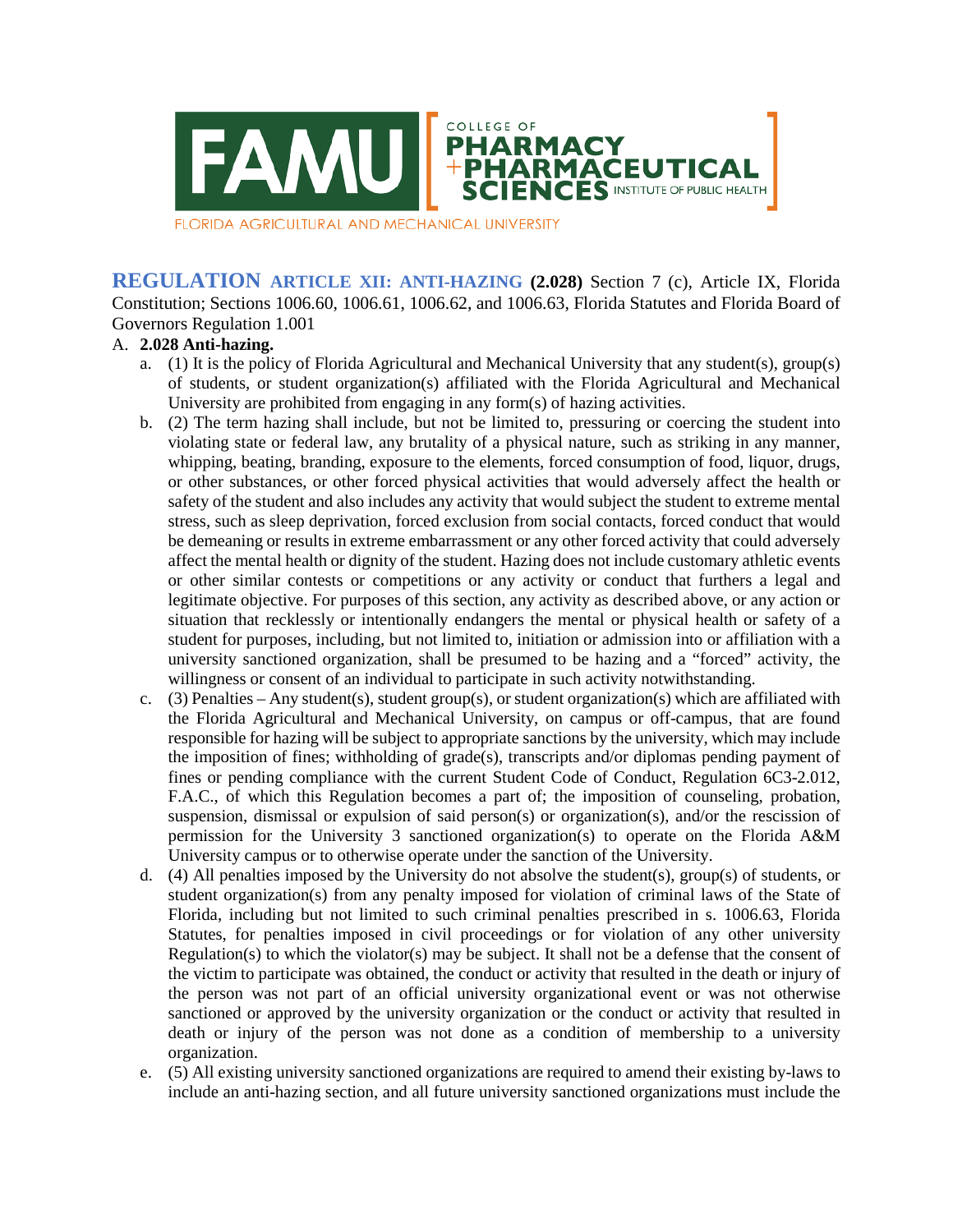FAMU COLLEGE OF PHARMACY + PHARMACEUTICAL SCIENCES INSTITUTE OF PUBLIC HEALTH

FLORIDA AGRICULTURAL AND MECHANICAL UNIVERSITY

**REGULATION ARTICLE XII: ANTI-HAZING (2.028)** Section 7 (c), Article IX, Florida Constitution; Sections 1006.60, 1006.61, 1006.62, and 1006.63, Florida Statutes and Florida Board of Governors Regulation 1.001

A. **2.028 Anti-hazing.**

a. (1) It is the policy of Florida Agricultural and Mechanical University that any student(s), group(s) of students, or student organization(s) affiliated with the Florida Agricultural and Mechanical University are prohibited from engaging in any form(s) of hazing activities.

b. (2) The term hazing shall include, but not be limited to, pressuring or coercing the student into violating state or federal law, any brutality of a physical nature, such as striking in any manner, whipping, beating, branding, exposure to the elements, forced consumption of food, liquor, drugs, or other substances, or other forced physical activities that would adversely affect the health or safety of the student and also includes any activity that would subject the student to extreme mental stress, such as sleep deprivation, forced exclusion from social contacts, forced conduct that would be demeaning or results in extreme embarrassment or any other forced activity that could adversely affect the mental health or dignity of the student. Hazing does not include customary athletic events or other similar contests or competitions or any activity or conduct that furthers a legal and legitimate objective. For purposes of this section, any activity as described above, or any action or situation that recklessly or intentionally endangers the mental or physical health or safety of a student for purposes, including, but not limited to, initiation or admission into or affiliation with a university sanctioned organization, shall be presumed to be hazing and a "forced" activity, the willingness or consent of an individual to participate in such activity notwithstanding.

c. (3) Penalties – Any student(s), student group(s), or student organization(s) which are affiliated with the Florida Agricultural and Mechanical University, on campus or off-campus, that are found responsible for hazing will be subject to appropriate sanctions by the university, which may include the imposition of fines; withholding of grade(s), transcripts and/or diplomas pending payment of fines or pending compliance with the current Student Code of Conduct, Regulation 6C3-2.012, F.A.C., of which this Regulation becomes a part of; the imposition of counseling, probation, suspension, dismissal or expulsion of said person(s) or organization(s), and/or the rescission of permission for the University 3 sanctioned organization(s) to operate on the Florida A&M University campus or to otherwise operate under the sanction of the University.

d. (4) All penalties imposed by the University do not absolve the student(s), group(s) of students, or student organization(s) from any penalty imposed for violation of criminal laws of the State of Florida, including but not limited to such criminal penalties prescribed in s. 1006.63, Florida Statutes, for penalties imposed in civil proceedings or for violation of any other university Regulation(s) to which the violator(s) may be subject. It shall not be a defense that the consent of the victim to participate was obtained, the conduct or activity that resulted in the death or injury of the person was not part of an official university organizational event or was not otherwise sanctioned or approved by the university organization or the conduct or activity that resulted in death or injury of the person was not done as a condition of membership to a university organization.

e. (5) All existing university sanctioned organizations are required to amend their existing by-laws to include an anti-hazing section, and all future university sanctioned organizations must include the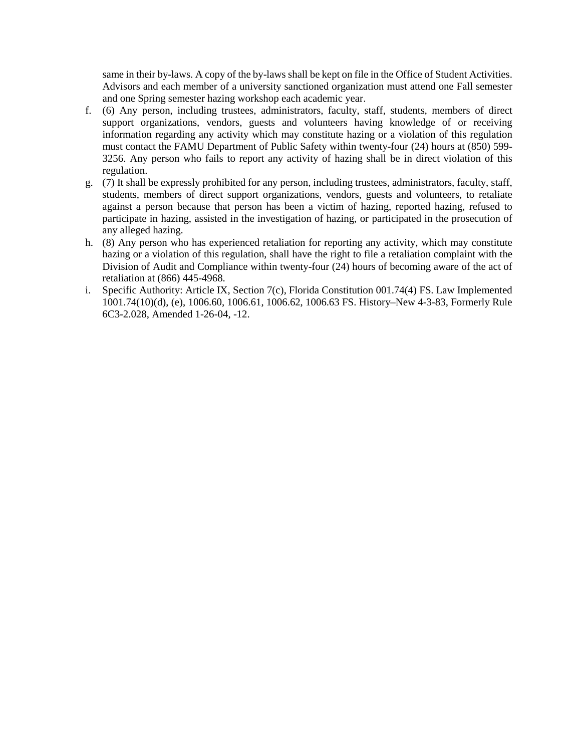same in their by-laws. A copy of the by-laws shall be kept on file in the Office of Student Activities. Advisors and each member of a university sanctioned organization must attend one Fall semester and one Spring semester hazing workshop each academic year.

f. (6) Any person, including trustees, administrators, faculty, staff, students, members of direct support organizations, vendors, guests and volunteers having knowledge of or receiving information regarding any activity which may constitute hazing or a violation of this regulation must contact the FAMU Department of Public Safety within twenty-four (24) hours at (850) 599-3256. Any person who fails to report any activity of hazing shall be in direct violation of this regulation.
g. (7) It shall be expressly prohibited for any person, including trustees, administrators, faculty, staff, students, members of direct support organizations, vendors, guests and volunteers, to retaliate against a person because that person has been a victim of hazing, reported hazing, refused to participate in hazing, assisted in the investigation of hazing, or participated in the prosecution of any alleged hazing.
h. (8) Any person who has experienced retaliation for reporting any activity, which may constitute hazing or a violation of this regulation, shall have the right to file a retaliation complaint with the Division of Audit and Compliance within twenty-four (24) hours of becoming aware of the act of retaliation at (866) 445-4968.
i. Specific Authority: Article IX, Section 7(c), Florida Constitution 001.74(4) FS. Law Implemented 1001.74(10)(d), (e), 1006.60, 1006.61, 1006.62, 1006.63 FS. History–New 4-3-83, Formerly Rule 6C3-2.028, Amended 1-26-04, -12.